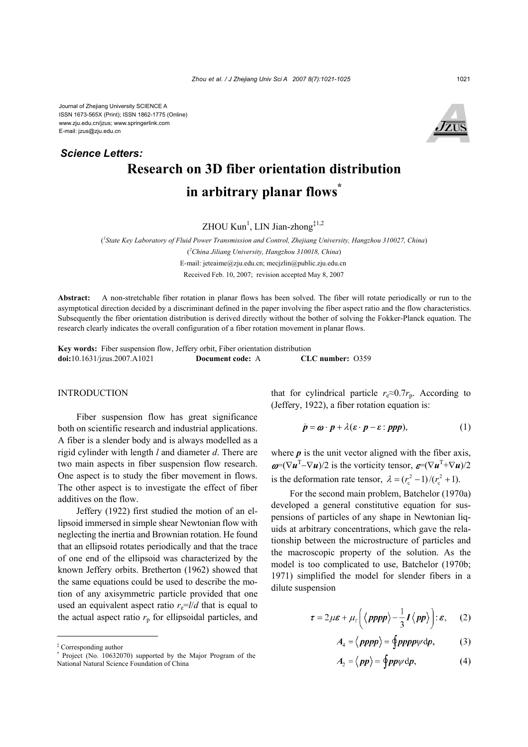Journal of Zhejiang University SCIENCE A
ISSN 1673-565X (Print); ISSN 1862-1775 (Online)
www.zju.edu.cn/jzus; www.springerlink.com
E-mail: jzus@zju.edu.cn

***Science Letters:***

# Research on 3D fiber orientation distribution in arbitrary planar flows*

ZHOU Kun[1], LIN Jian-zhong[‡1,2]

([1]*State Key Laboratory of Fluid Power Transmission and Control, Zhejiang University, Hangzhou 310027, China*)
([2]*China Jiliang University, Hangzhou 310018, China*)
E-mail: jeteaime@zju.edu.cn; mecjzlin@public.zju.edu.cn
Received Feb. 10, 2007; revision accepted May 8, 2007

**Abstract:** A non-stretchable fiber rotation in planar flows has been solved. The fiber will rotate periodically or run to the asymptotical direction decided by a discriminant defined in the paper involving the fiber aspect ratio and the flow characteristics. Subsequently the fiber orientation distribution is derived directly without the bother of solving the Fokker-Planck equation. The research clearly indicates the overall configuration of a fiber rotation movement in planar flows.

**Key words:** Fiber suspension flow, Jeffery orbit, Fiber orientation distribution
**doi:**10.1631/jzus.2007.A1021 **Document code:** A **CLC number:** O359

## INTRODUCTION

Fiber suspension flow has great significance both on scientific research and industrial applications. A fiber is a slender body and is always modelled as a rigid cylinder with length $l$ and diameter $d$. There are two main aspects in fiber suspension flow research. One aspect is to study the fiber movement in flows. The other aspect is to investigate the effect of fiber additives on the flow.

Jeffery (1922) first studied the motion of an ellipsoid immersed in simple shear Newtonian flow with neglecting the inertia and Brownian rotation. He found that an ellipsoid rotates periodically and that the trace of one end of the ellipsoid was characterized by the known Jeffery orbits. Bretherton (1962) showed that the same equations could be used to describe the motion of any axisymmetric particle provided that one used an equivalent aspect ratio $r_e=l/d$ that is equal to the actual aspect ratio $r_p$ for ellipsoidal particles, and that for cylindrical particle $r_e\approx 0.7r_p$. According to (Jeffery, 1922), a fiber rotation equation is:

$$\dot{\boldsymbol{p}} = \boldsymbol{\omega}\cdot\boldsymbol{p} + \lambda(\boldsymbol{\varepsilon}\cdot\boldsymbol{p} - \boldsymbol{\varepsilon}:\boldsymbol{ppp}), \tag{1}$$

where $\boldsymbol{p}$ is the unit vector aligned with the fiber axis, $\boldsymbol{\omega}=(\nabla\boldsymbol{u}^{\mathrm{T}}-\nabla\boldsymbol{u})/2$ is the vorticity tensor, $\boldsymbol{\varepsilon}=(\nabla\boldsymbol{u}^{\mathrm{T}}+\nabla\boldsymbol{u})/2$ is the deformation rate tensor, $\lambda=(r_e^2-1)/(r_e^2+1)$.

For the second main problem, Batchelor (1970a) developed a general constitutive equation for suspensions of particles of any shape in Newtonian liquids at arbitrary concentrations, which gave the relationship between the microstructure of particles and the macroscopic property of the solution. As the model is too complicated to use, Batchelor (1970b; 1971) simplified the model for slender fibers in a dilute suspension

$$\boldsymbol{\tau} = 2\mu\boldsymbol{\varepsilon} + \mu_r\left(\langle\boldsymbol{pppp}\rangle - \frac{1}{3}\boldsymbol{I}\langle\boldsymbol{pp}\rangle\right):\boldsymbol{\varepsilon}, \tag{2}$$

$$\boldsymbol{A}_4 = \langle\boldsymbol{pppp}\rangle = \oint\boldsymbol{pppp}\psi\,\mathrm{d}\boldsymbol{p}, \tag{3}$$

$$\boldsymbol{A}_2 = \langle\boldsymbol{pp}\rangle = \oint\boldsymbol{pp}\psi\,\mathrm{d}\boldsymbol{p}, \tag{4}$$

---

‡ Corresponding author
\* Project (No. 10632070) supported by the Major Program of the National Natural Science Foundation of China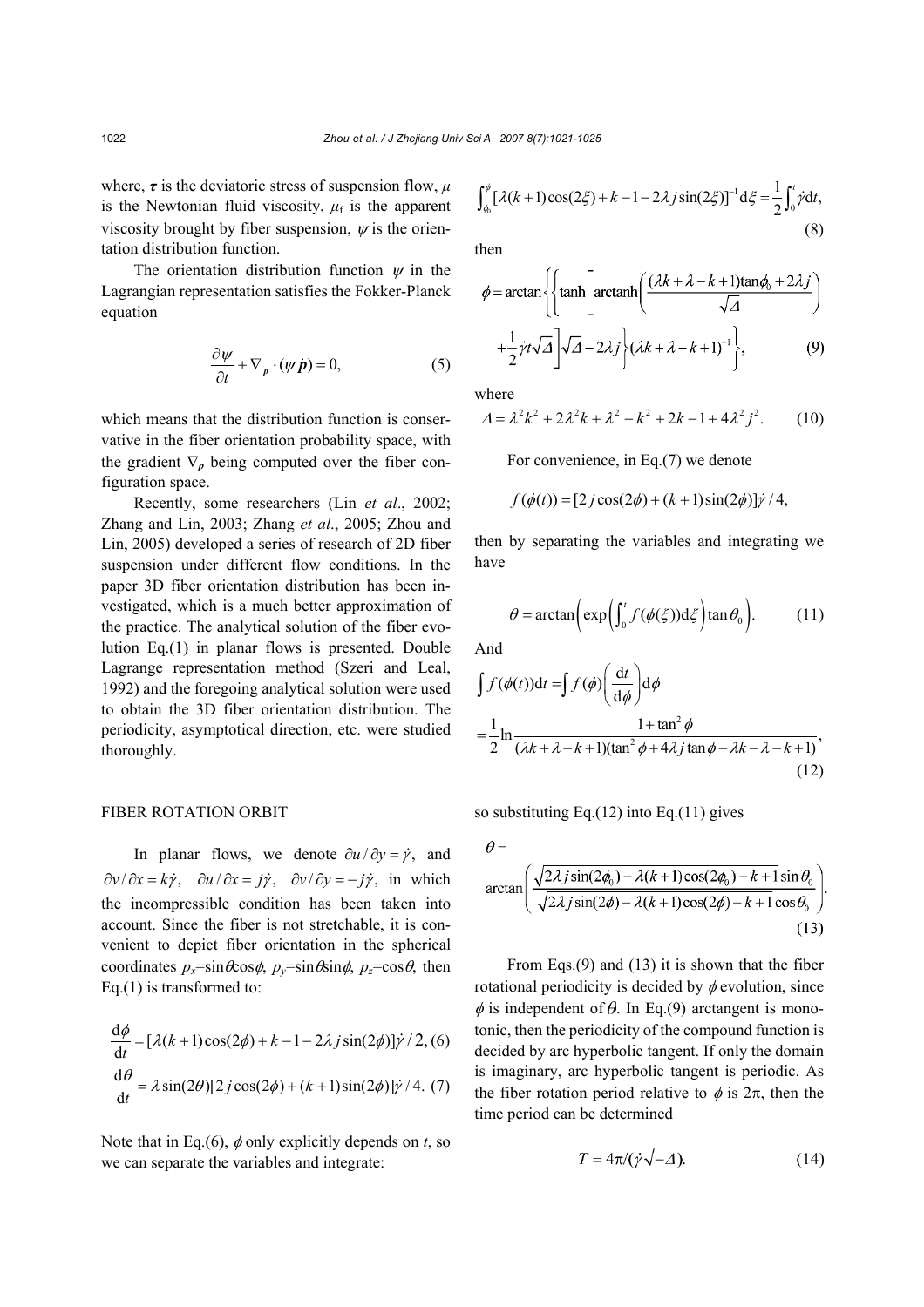where, $\boldsymbol{\tau}$ is the deviatoric stress of suspension flow, $\mu$ is the Newtonian fluid viscosity, $\mu_f$ is the apparent viscosity brought by fiber suspension, $\psi$ is the orientation distribution function.

The orientation distribution function $\psi$ in the Lagrangian representation satisfies the Fokker-Planck equation

$$\frac{\partial \psi}{\partial t} + \nabla_{\boldsymbol{p}} \cdot (\psi \dot{\boldsymbol{p}}) = 0, \tag{5}$$

which means that the distribution function is conservative in the fiber orientation probability space, with the gradient $\nabla_{\boldsymbol{p}}$ being computed over the fiber configuration space.

Recently, some researchers (Lin *et al*., 2002; Zhang and Lin, 2003; Zhang *et al*., 2005; Zhou and Lin, 2005) developed a series of research of 2D fiber suspension under different flow conditions. In the paper 3D fiber orientation distribution has been investigated, which is a much better approximation of the practice. The analytical solution of the fiber evolution Eq.(1) in planar flows is presented. Double Lagrange representation method (Szeri and Leal, 1992) and the foregoing analytical solution were used to obtain the 3D fiber orientation distribution. The periodicity, asymptotical direction, etc. were studied thoroughly.

## FIBER ROTATION ORBIT

In planar flows, we denote $\partial u/\partial y = \dot{\gamma}$, and $\partial v/\partial x = k\dot{\gamma}$, $\partial u/\partial x = j\dot{\gamma}$, $\partial v/\partial y = -j\dot{\gamma}$, in which the incompressible condition has been taken into account. Since the fiber is not stretchable, it is convenient to depict fiber orientation in the spherical coordinates $p_x=\sin\theta\cos\phi$, $p_y=\sin\theta\sin\phi$, $p_z=\cos\theta$, then Eq.(1) is transformed to:

$$\frac{\mathrm{d}\phi}{\mathrm{d}t} = [\lambda(k+1)\cos(2\phi) + k - 1 - 2\lambda j \sin(2\phi)]\dot{\gamma}/2, \tag{6}$$

$$\frac{\mathrm{d}\theta}{\mathrm{d}t} = \lambda \sin(2\theta)[2j\cos(2\phi) + (k+1)\sin(2\phi)]\dot{\gamma}/4. \tag{7}$$

Note that in Eq.(6), $\phi$ only explicitly depends on $t$, so we can separate the variables and integrate:

$$\int_{\phi_0}^{\phi} [\lambda(k+1)\cos(2\xi) + k - 1 - 2\lambda j \sin(2\xi)]^{-1} \mathrm{d}\xi = \frac{1}{2}\int_0^t \dot{\gamma}\mathrm{d}t, \tag{8}$$

then

$$\phi = \arctan\left\{\left\{\tanh\left[\operatorname{arctanh}\left(\frac{(\lambda k + \lambda - k + 1)\tan\phi_0 + 2\lambda j}{\sqrt{\varDelta}}\right) + \frac{1}{2}\dot{\gamma}t\sqrt{\varDelta}\right]\sqrt{\varDelta} - 2\lambda j\right\}(\lambda k + \lambda - k + 1)^{-1}\right\}, \tag{9}$$

where

$$\varDelta = \lambda^2 k^2 + 2\lambda^2 k + \lambda^2 - k^2 + 2k - 1 + 4\lambda^2 j^2. \tag{10}$$

For convenience, in Eq.(7) we denote

$$f(\phi(t)) = [2j\cos(2\phi) + (k+1)\sin(2\phi)]\dot{\gamma}/4,$$

then by separating the variables and integrating we have

$$\theta = \arctan\left(\exp\left(\int_0^t f(\phi(\xi))\mathrm{d}\xi\right)\tan\theta_0\right). \tag{11}$$

And

$$\int f(\phi(t))\mathrm{d}t = \int f(\phi)\left(\frac{\mathrm{d}t}{\mathrm{d}\phi}\right)\mathrm{d}\phi$$
$$= \frac{1}{2}\ln\frac{1+\tan^2\phi}{(\lambda k + \lambda - k + 1)(\tan^2\phi + 4\lambda j\tan\phi - \lambda k - \lambda - k + 1)}, \tag{12}$$

so substituting Eq.(12) into Eq.(11) gives

$$\theta = \arctan\left(\frac{\sqrt{2\lambda j\sin(2\phi_0) - \lambda(k+1)\cos(2\phi_0) - k + 1}\sin\theta_0}{\sqrt{2\lambda j\sin(2\phi) - \lambda(k+1)\cos(2\phi) - k + 1}\cos\theta_0}\right). \tag{13}$$

From Eqs.(9) and (13) it is shown that the fiber rotational periodicity is decided by $\phi$ evolution, since $\phi$ is independent of $\theta$. In Eq.(9) arctangent is monotonic, then the periodicity of the compound function is decided by arc hyperbolic tangent. If only the domain is imaginary, arc hyperbolic tangent is periodic. As the fiber rotation period relative to $\phi$ is $2\pi$, then the time period can be determined

$$T = 4\pi/(\dot{\gamma}\sqrt{-\varDelta}). \tag{14}$$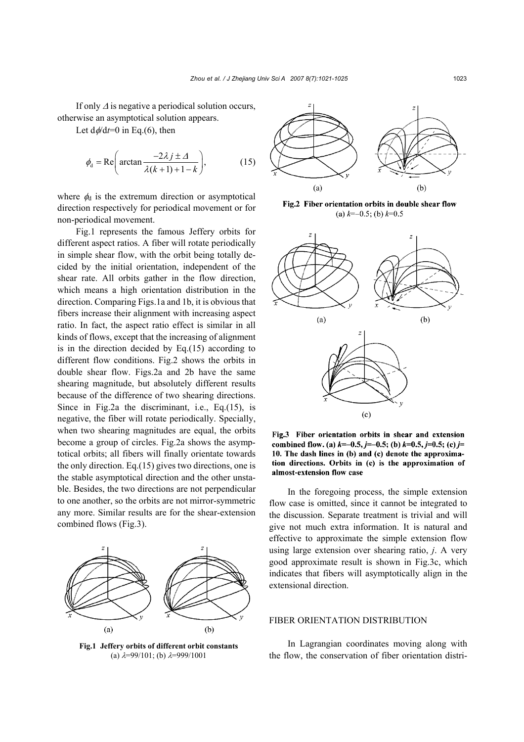If only $\Delta$ is negative a periodical solution occurs, otherwise an asymptotical solution appears.

Let $d\phi/dt=0$ in Eq.(6), then

$$\phi_{\mathrm{d}} = \mathrm{Re}\left(\arctan\frac{-2\lambda j \pm \Delta}{\lambda(k+1)+1-k}\right), \tag{15}$$

where $\phi_{\mathrm{d}}$ is the extremum direction or asymptotical direction respectively for periodical movement or for non-periodical movement.

Fig.1 represents the famous Jeffery orbits for different aspect ratios. A fiber will rotate periodically in simple shear flow, with the orbit being totally decided by the initial orientation, independent of the shear rate. All orbits gather in the flow direction, which means a high orientation distribution in the direction. Comparing Figs.1a and 1b, it is obvious that fibers increase their alignment with increasing aspect ratio. In fact, the aspect ratio effect is similar in all kinds of flows, except that the increasing of alignment is in the direction decided by Eq.(15) according to different flow conditions. Fig.2 shows the orbits in double shear flow. Figs.2a and 2b have the same shearing magnitude, but absolutely different results because of the difference of two shearing directions. Since in Fig.2a the discriminant, i.e., Eq.(15), is negative, the fiber will rotate periodically. Specially, when two shearing magnitudes are equal, the orbits become a group of circles. Fig.2a shows the asymptotical orbits; all fibers will finally orientate towards the only direction. Eq.(15) gives two directions, one is the stable asymptotical direction and the other unstable. Besides, the two directions are not perpendicular to one another, so the orbits are not mirror-symmetric any more. Similar results are for the shear-extension combined flows (Fig.3).

**Fig.1 Jeffery orbits of different orbit constants**
(a) $\lambda$=99/101; (b) $\lambda$=999/1001

**Fig.2 Fiber orientation orbits in double shear flow**
(a) $k$=−0.5; (b) $k$=0.5

**Fig.3 Fiber orientation orbits in shear and extension combined flow. (a) $k$=−0.5, $j$=−0.5; (b) $k$=0.5, $j$=0.5; (c) $j$=10. The dash lines in (b) and (c) denote the approximation directions. Orbits in (c) is the approximation of almost-extension flow case**

In the foregoing process, the simple extension flow case is omitted, since it cannot be integrated to the discussion. Separate treatment is trivial and will give not much extra information. It is natural and effective to approximate the simple extension flow using large extension over shearing ratio, $j$. A very good approximate result is shown in Fig.3c, which indicates that fibers will asymptotically align in the extensional direction.

## FIBER ORIENTATION DISTRIBUTION

In Lagrangian coordinates moving along with the flow, the conservation of fiber orientation distri-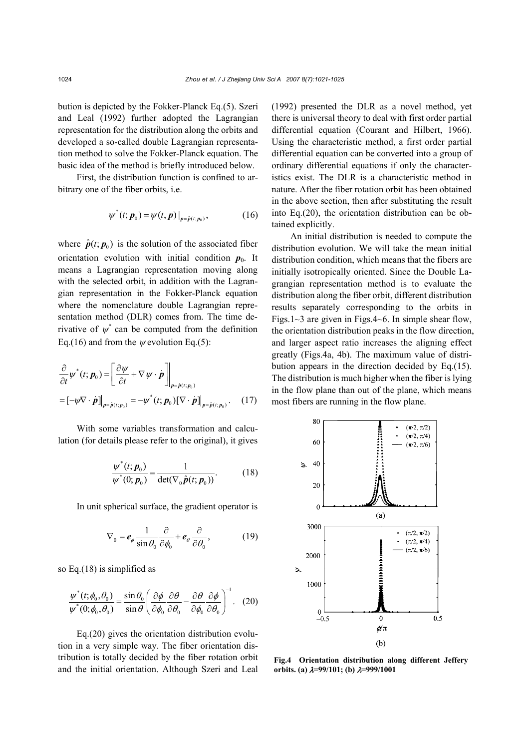bution is depicted by the Fokker-Planck Eq.(5). Szeri and Leal (1992) further adopted the Lagrangian representation for the distribution along the orbits and developed a so-called double Lagrangian representation method to solve the Fokker-Planck equation. The basic idea of the method is briefly introduced below.

First, the distribution function is confined to arbitrary one of the fiber orbits, i.e.

$$\psi^*(t;\boldsymbol{p}_0)=\psi(t,\boldsymbol{p})|_{\boldsymbol{p}=\hat{\boldsymbol{p}}(t;\boldsymbol{p}_0)}, \tag{16}$$

where $\hat{\boldsymbol{p}}(t;\boldsymbol{p}_0)$ is the solution of the associated fiber orientation evolution with initial condition $\boldsymbol{p}_0$. It means a Lagrangian representation moving along with the selected orbit, in addition with the Lagrangian representation in the Fokker-Planck equation where the nomenclature double Lagrangian representation method (DLR) comes from. The time derivative of $\psi^*$ can be computed from the definition Eq.(16) and from the $\psi$ evolution Eq.(5):

$$\frac{\partial}{\partial t}\psi^*(t;\boldsymbol{p}_0)=\left[\frac{\partial\psi}{\partial t}+\nabla\psi\cdot\dot{\boldsymbol{p}}\right]\Bigg|_{\boldsymbol{p}=\hat{\boldsymbol{p}}(t;\boldsymbol{p}_0)}$$
$$=[-\psi\nabla\cdot\dot{\boldsymbol{p}}]\big|_{\boldsymbol{p}=\hat{\boldsymbol{p}}(t;\boldsymbol{p}_0)}=-\psi^*(t;\boldsymbol{p}_0)[\nabla\cdot\dot{\boldsymbol{p}}]\big|_{\boldsymbol{p}=\hat{\boldsymbol{p}}(t;\boldsymbol{p}_0)}. \tag{17}$$

With some variables transformation and calculation (for details please refer to the original), it gives

$$\frac{\psi^*(t;\boldsymbol{p}_0)}{\psi^*(0;\boldsymbol{p}_0)}=\frac{1}{\det(\nabla_0\hat{\boldsymbol{p}}(t;\boldsymbol{p}_0))}. \tag{18}$$

In unit spherical surface, the gradient operator is

$$\nabla_0=\boldsymbol{e}_\phi\frac{1}{\sin\theta_0}\frac{\partial}{\partial\phi_0}+\boldsymbol{e}_\theta\frac{\partial}{\partial\theta_0}, \tag{19}$$

so Eq.(18) is simplified as

$$\frac{\psi^*(t;\phi_0,\theta_0)}{\psi^*(0;\phi_0,\theta_0)}=\frac{\sin\theta_0}{\sin\theta}\left(\frac{\partial\phi}{\partial\phi_0}\frac{\partial\theta}{\partial\theta_0}-\frac{\partial\theta}{\partial\phi_0}\frac{\partial\phi}{\partial\theta_0}\right)^{-1}. \tag{20}$$

Eq.(20) gives the orientation distribution evolution in a very simple way. The fiber orientation distribution is totally decided by the fiber rotation orbit and the initial orientation. Although Szeri and Leal (1992) presented the DLR as a novel method, yet there is universal theory to deal with first order partial differential equation (Courant and Hilbert, 1966). Using the characteristic method, a first order partial differential equation can be converted into a group of ordinary differential equations if only the characteristics exist. The DLR is a characteristic method in nature. After the fiber rotation orbit has been obtained in the above section, then after substituting the result into Eq.(20), the orientation distribution can be obtained explicitly.

An initial distribution is needed to compute the distribution evolution. We will take the mean initial distribution condition, which means that the fibers are initially isotropically oriented. Since the Double Lagrangian representation method is to evaluate the distribution along the fiber orbit, different distribution results separately corresponding to the orbits in Figs.1~3 are given in Figs.4~6. In simple shear flow, the orientation distribution peaks in the flow direction, and larger aspect ratio increases the aligning effect greatly (Figs.4a, 4b). The maximum value of distribution appears in the direction decided by Eq.(15). The distribution is much higher when the fiber is lying in the flow plane than out of the plane, which means most fibers are running in the flow plane.

**Fig.4 Orientation distribution along different Jeffery orbits. (a) $\lambda$=99/101; (b) $\lambda$=999/1001**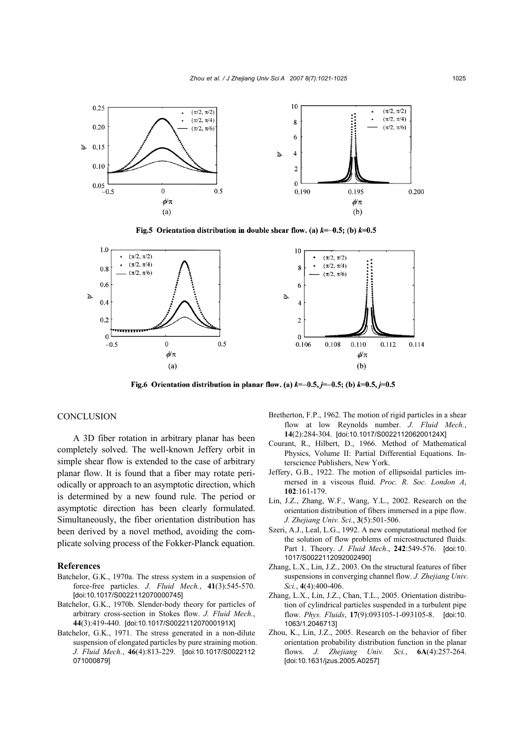0.25
0.20
0.15
0.10
0.05
$\psi$
−0.5
0
0.5
$\phi/\pi$
(a)
$(\pi/2, \pi/2)$
$(\pi/2, \pi/4)$
$(\pi/2, \pi/6)$

10
8
6
4
2
0
$\psi$
0.190
0.195
0.200
$\phi/\pi$
(b)
$(\pi/2, \pi/2)$
$(\pi/2, \pi/4)$
$(\pi/2, \pi/6)$

**Fig.5 Orientation distribution in double shear flow. (a) $k$=−0.5; (b) $k$=0.5**

1.0
0.8
0.6
0.4
0.2
0
$\psi$
−0.5
0
0.5
$\phi/\pi$
(a)
$(\pi/2, \pi/2)$
$(\pi/2, \pi/4)$
$(\pi/2, \pi/6)$

10
8
6
4
2
0
$\psi$
0.106
0.108
0.110
0.112
0.114
$\phi/\pi$
(b)
$(\pi/2, \pi/2)$
$(\pi/2, \pi/4)$
$(\pi/2, \pi/6)$

**Fig.6 Orientation distribution in planar flow. (a) $k$=−0.5, $j$=−0.5; (b) $k$=0.5, $j$=0.5**

## CONCLUSION

A 3D fiber rotation in arbitrary planar has been completely solved. The well-known Jeffery orbit in simple shear flow is extended to the case of arbitrary planar flow. It is found that a fiber may rotate periodically or approach to an asymptotic direction, which is determined by a new found rule. The period or asymptotic direction has been clearly formulated. Simultaneously, the fiber orientation distribution has been derived by a novel method, avoiding the complicate solving process of the Fokker-Planck equation.

### References

Batchelor, G.K., 1970a. The stress system in a suspension of force-free particles. *J. Fluid Mech.*, **41**(3):545-570. [doi:10.1017/S0022112070000745]

Batchelor, G.K., 1970b. Slender-body theory for particles of arbitrary cross-section in Stokes flow. *J. Fluid Mech.*, **44**(3):419-440. [doi:10.1017/S002211207000191X]

Batchelor, G.K., 1971. The stress generated in a non-dilute suspension of elongated particles by pure straining motion. *J. Fluid Mech.*, **46**(4):813-229. [doi:10.1017/S0022112071000879]

Bretherton, F.P., 1962. The motion of rigid particles in a shear flow at low Reynolds number. *J. Fluid Mech.*, **14**(2):284-304. [doi:10.1017/S002211206200124X]

Courant, R., Hilbert, D., 1966. Method of Mathematical Physics, Volume II: Partial Differential Equations. Interscience Publishers, New York.

Jeffery, G.B., 1922. The motion of ellipsoidal particles immersed in a viscous fluid. *Proc. R. Soc. London A*, **102**:161-179.

Lin, J.Z., Zhang, W.F., Wang, Y.L., 2002. Research on the orientation distribution of fibers immersed in a pipe flow. *J. Zhejiang Univ. Sci.*, **3**(5):501-506.

Szeri, A.J., Leal, L.G., 1992. A new computational method for the solution of flow problems of microstructured fluids. Part 1. Theory. *J. Fluid Mech.*, **242**:549-576. [doi:10.1017/S0022112092002490]

Zhang, L.X., Lin, J.Z., 2003. On the structural features of fiber suspensions in converging channel flow. *J. Zhejiang Univ. Sci.*, **4**(4):400-406.

Zhang, L.X., Lin, J.Z., Chan, T.L., 2005. Orientation distribution of cylindrical particles suspended in a turbulent pipe flow. *Phys. Fluids*, **17**(9):093105-1-093105-8. [doi:10.1063/1.2046713]

Zhou, K., Lin, J.Z., 2005. Research on the behavior of fiber orientation probability distribution function in the planar flows. *J. Zhejiang Univ. Sci.*, **6A**(4):257-264. [doi:10.1631/jzus.2005.A0257]